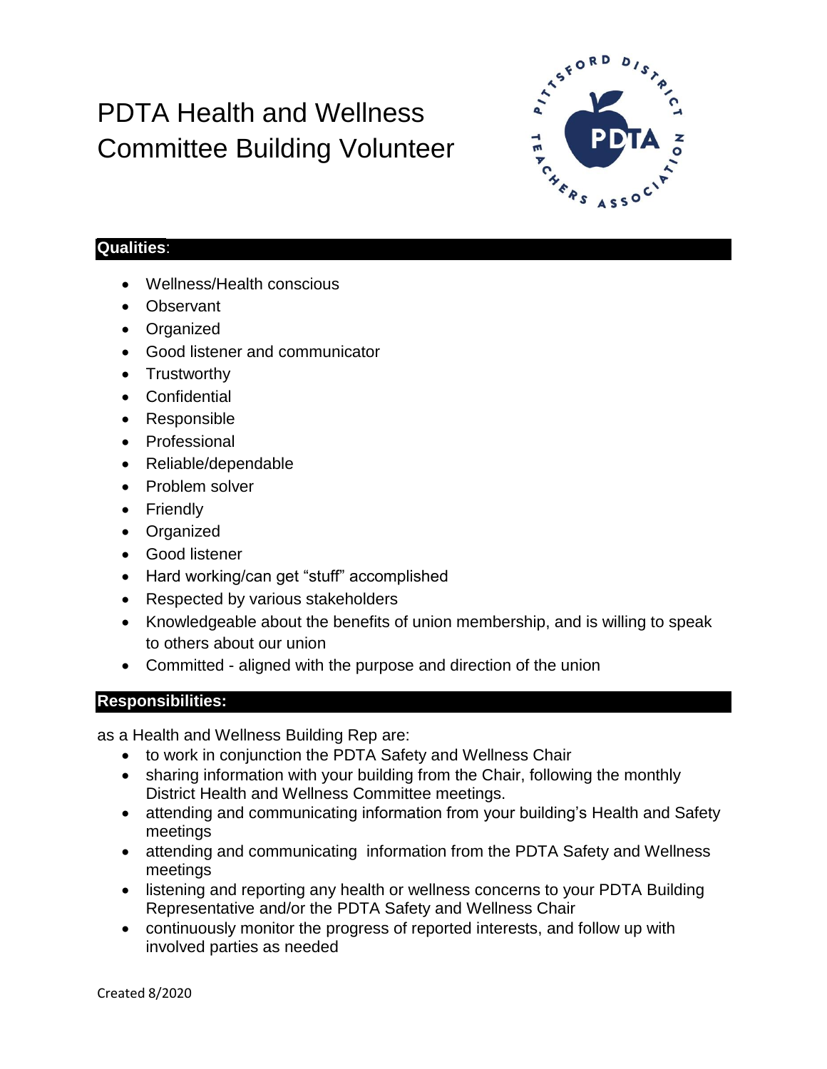# PDTA Health and Wellness Committee Building Volunteer

**Qualities**:

- Wellness/Health conscious
- Observant
- Organized
- Good listener and communicator
- Trustworthy
- Confidential
- Responsible
- Professional
- Reliable/dependable
- Problem solver
- Friendly
- Organized
- Good listener
- Hard working/can get "stuff" accomplished
- Respected by various stakeholders
- Knowledgeable about the benefits of union membership, and is willing to speak to others about our union
- Committed - aligned with the purpose and direction of the union

**Responsibilities:**

as a Health and Wellness Building Rep are:

- to work in conjunction the PDTA Safety and Wellness Chair
- sharing information with your building from the Chair, following the monthly District Health and Wellness Committee meetings.
- attending and communicating information from your building's Health and Safety meetings
- attending and communicating information from the PDTA Safety and Wellness meetings
- listening and reporting any health or wellness concerns to your PDTA Building Representative and/or the PDTA Safety and Wellness Chair
- continuously monitor the progress of reported interests, and follow up with involved parties as needed

Created 8/2020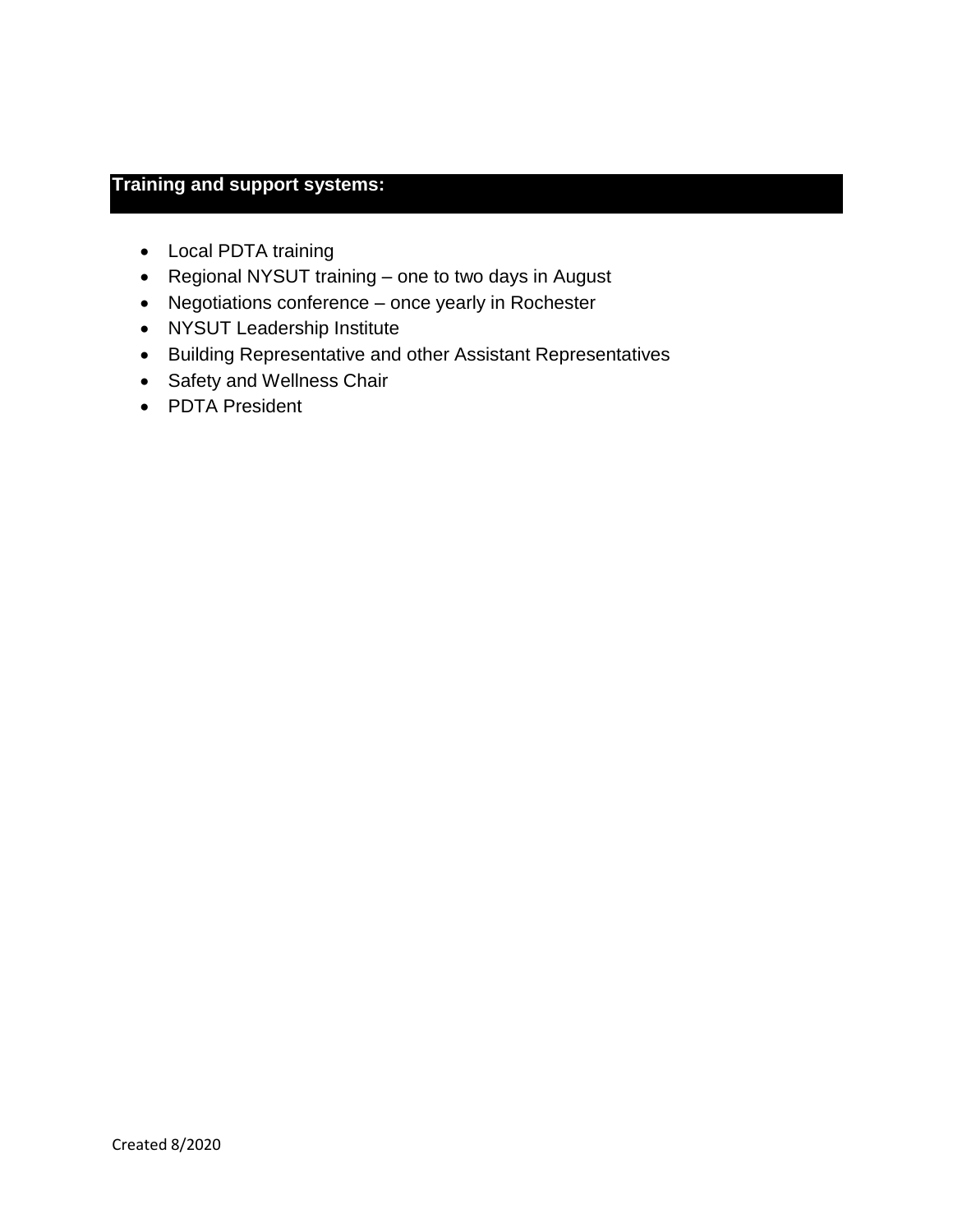## Training and support systems:

- Local PDTA training
- Regional NYSUT training – one to two days in August
- Negotiations conference – once yearly in Rochester
- NYSUT Leadership Institute
- Building Representative and other Assistant Representatives
- Safety and Wellness Chair
- PDTA President

Created 8/2020